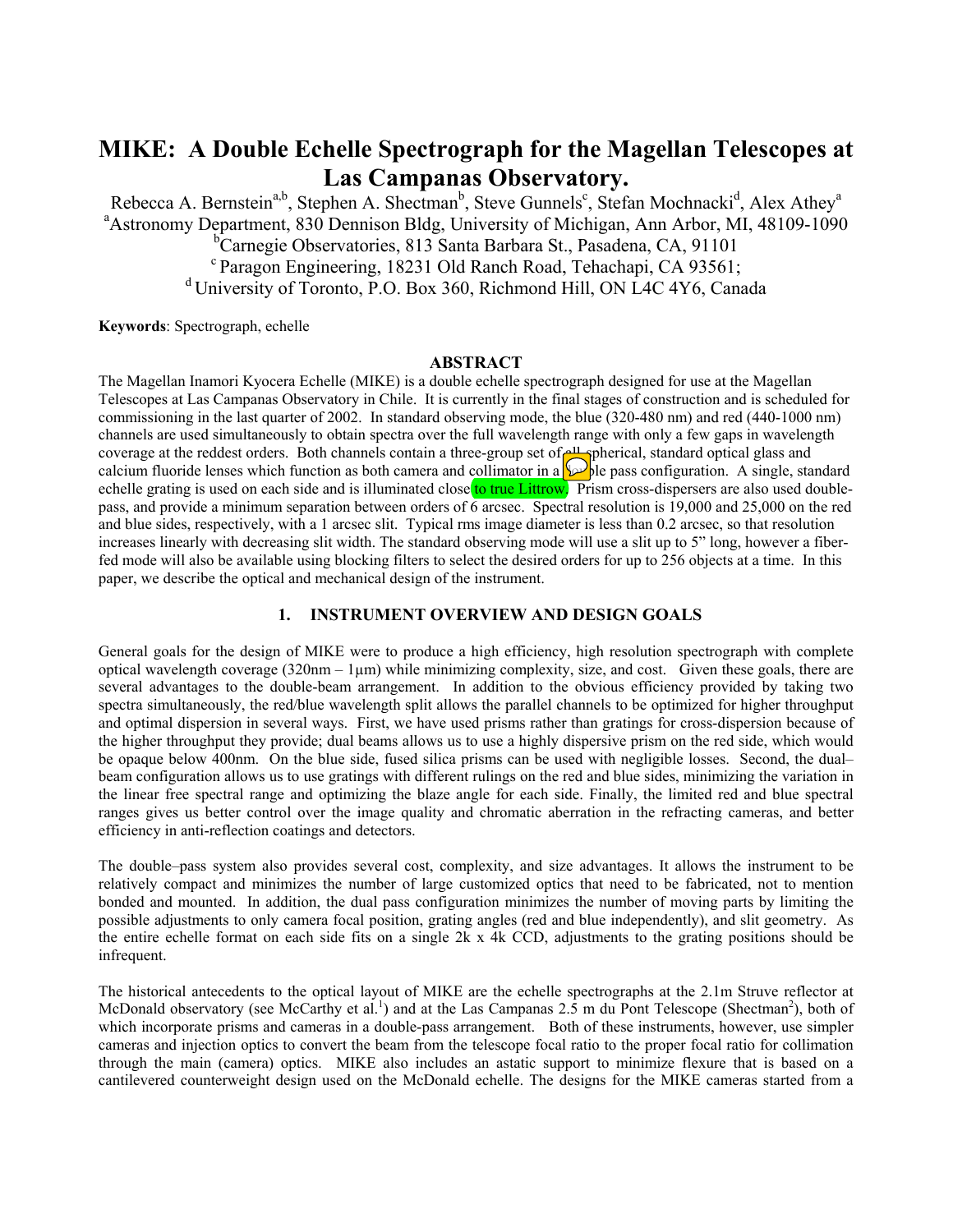# MIKE: A Double Echelle Spectrograph for the Magellan Telescopes at Las Campanas Observatory.

Rebecca A. Bernstein[a,b], Stephen A. Shectman[b], Steve Gunnels[c], Stefan Mochnacki[d], Alex Athey[a]

[a]Astronomy Department, 830 Dennison Bldg, University of Michigan, Ann Arbor, MI, 48109-1090

[b]Carnegie Observatories, 813 Santa Barbara St., Pasadena, CA, 91101

[c] Paragon Engineering, 18231 Old Ranch Road, Tehachapi, CA 93561;

[d] University of Toronto, P.O. Box 360, Richmond Hill, ON L4C 4Y6, Canada

**Keywords**: Spectrograph, echelle

## ABSTRACT

The Magellan Inamori Kyocera Echelle (MIKE) is a double echelle spectrograph designed for use at the Magellan Telescopes at Las Campanas Observatory in Chile. It is currently in the final stages of construction and is scheduled for commissioning in the last quarter of 2002. In standard observing mode, the blue (320-480 nm) and red (440-1000 nm) channels are used simultaneously to obtain spectra over the full wavelength range with only a few gaps in wavelength coverage at the reddest orders. Both channels contain a three-group set of all spherical, standard optical glass and calcium fluoride lenses which function as both camera and collimator in a double pass configuration. A single, standard echelle grating is used on each side and is illuminated close to true Littrow. Prism cross-dispersers are also used double-pass, and provide a minimum separation between orders of 6 arcsec. Spectral resolution is 19,000 and 25,000 on the red and blue sides, respectively, with a 1 arcsec slit. Typical rms image diameter is less than 0.2 arcsec, so that resolution increases linearly with decreasing slit width. The standard observing mode will use a slit up to 5" long, however a fiber-fed mode will also be available using blocking filters to select the desired orders for up to 256 objects at a time. In this paper, we describe the optical and mechanical design of the instrument.

## 1. INSTRUMENT OVERVIEW AND DESIGN GOALS

General goals for the design of MIKE were to produce a high efficiency, high resolution spectrograph with complete optical wavelength coverage (320nm – 1μm) while minimizing complexity, size, and cost. Given these goals, there are several advantages to the double-beam arrangement. In addition to the obvious efficiency provided by taking two spectra simultaneously, the red/blue wavelength split allows the parallel channels to be optimized for higher throughput and optimal dispersion in several ways. First, we have used prisms rather than gratings for cross-dispersion because of the higher throughput they provide; dual beams allows us to use a highly dispersive prism on the red side, which would be opaque below 400nm. On the blue side, fused silica prisms can be used with negligible losses. Second, the dual–beam configuration allows us to use gratings with different rulings on the red and blue sides, minimizing the variation in the linear free spectral range and optimizing the blaze angle for each side. Finally, the limited red and blue spectral ranges gives us better control over the image quality and chromatic aberration in the refracting cameras, and better efficiency in anti-reflection coatings and detectors.

The double–pass system also provides several cost, complexity, and size advantages. It allows the instrument to be relatively compact and minimizes the number of large customized optics that need to be fabricated, not to mention bonded and mounted. In addition, the dual pass configuration minimizes the number of moving parts by limiting the possible adjustments to only camera focal position, grating angles (red and blue independently), and slit geometry. As the entire echelle format on each side fits on a single 2k x 4k CCD, adjustments to the grating positions should be infrequent.

The historical antecedents to the optical layout of MIKE are the echelle spectrographs at the 2.1m Struve reflector at McDonald observatory (see McCarthy et al.[1]) and at the Las Campanas 2.5 m du Pont Telescope (Shectman[2]), both of which incorporate prisms and cameras in a double-pass arrangement. Both of these instruments, however, use simpler cameras and injection optics to convert the beam from the telescope focal ratio to the proper focal ratio for collimation through the main (camera) optics. MIKE also includes an astatic support to minimize flexure that is based on a cantilevered counterweight design used on the McDonald echelle. The designs for the MIKE cameras started from a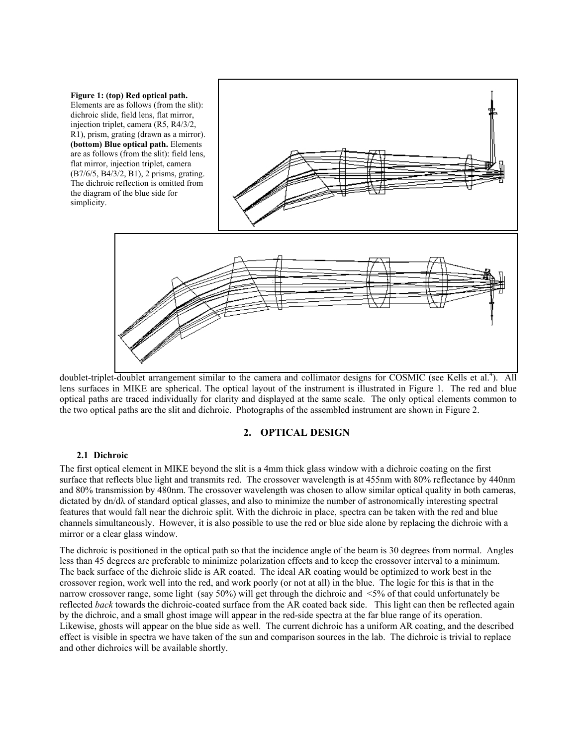**Figure 1: (top) Red optical path.** Elements are as follows (from the slit): dichroic slide, field lens, flat mirror, injection triplet, camera (R5, R4/3/2, R1), prism, grating (drawn as a mirror). **(bottom) Blue optical path.** Elements are as follows (from the slit): field lens, flat mirror, injection triplet, camera (B7/6/5, B4/3/2, B1), 2 prisms, grating. The dichroic reflection is omitted from the diagram of the blue side for simplicity.

doublet-triplet-doublet arrangement similar to the camera and collimator designs for COSMIC (see Kells et al.[4]). All lens surfaces in MIKE are spherical. The optical layout of the instrument is illustrated in Figure 1. The red and blue optical paths are traced individually for clarity and displayed at the same scale. The only optical elements common to the two optical paths are the slit and dichroic. Photographs of the assembled instrument are shown in Figure 2.

## 2. OPTICAL DESIGN

### 2.1 Dichroic

The first optical element in MIKE beyond the slit is a 4mm thick glass window with a dichroic coating on the first surface that reflects blue light and transmits red. The crossover wavelength is at 455nm with 80% reflectance by 440nm and 80% transmission by 480nm. The crossover wavelength was chosen to allow similar optical quality in both cameras, dictated by $dn/d\lambda$ of standard optical glasses, and also to minimize the number of astronomically interesting spectral features that would fall near the dichroic split. With the dichroic in place, spectra can be taken with the red and blue channels simultaneously. However, it is also possible to use the red or blue side alone by replacing the dichroic with a mirror or a clear glass window.

The dichroic is positioned in the optical path so that the incidence angle of the beam is 30 degrees from normal. Angles less than 45 degrees are preferable to minimize polarization effects and to keep the crossover interval to a minimum. The back surface of the dichroic slide is AR coated. The ideal AR coating would be optimized to work best in the crossover region, work well into the red, and work poorly (or not at all) in the blue. The logic for this is that in the narrow crossover range, some light (say 50%) will get through the dichroic and <5% of that could unfortunately be reflected *back* towards the dichroic-coated surface from the AR coated back side. This light can then be reflected again by the dichroic, and a small ghost image will appear in the red-side spectra at the far blue range of its operation. Likewise, ghosts will appear on the blue side as well. The current dichroic has a uniform AR coating, and the described effect is visible in spectra we have taken of the sun and comparison sources in the lab. The dichroic is trivial to replace and other dichroics will be available shortly.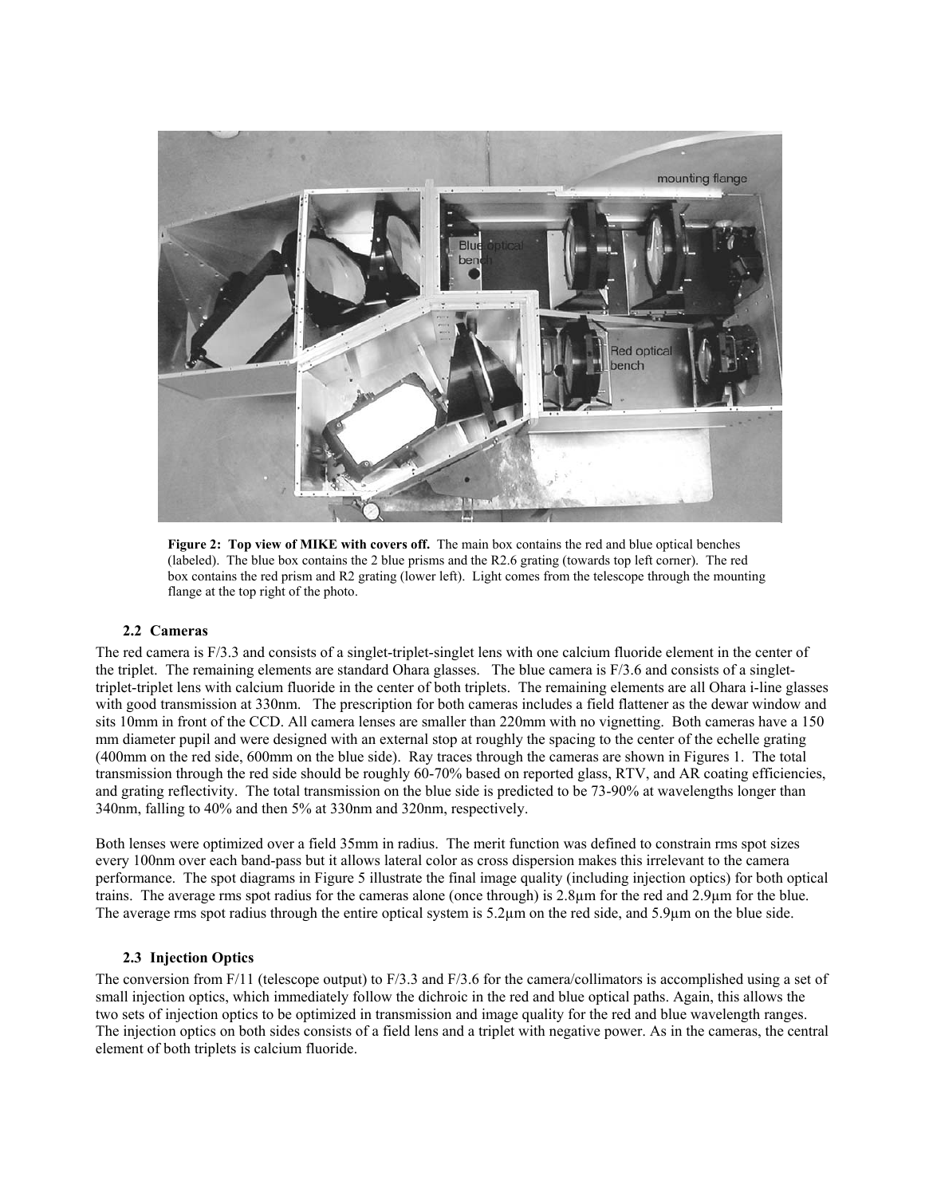**Figure 2: Top view of MIKE with covers off.** The main box contains the red and blue optical benches (labeled). The blue box contains the 2 blue prisms and the R2.6 grating (towards top left corner). The red box contains the red prism and R2 grating (lower left). Light comes from the telescope through the mounting flange at the top right of the photo.

### 2.2 Cameras

The red camera is F/3.3 and consists of a singlet-triplet-singlet lens with one calcium fluoride element in the center of the triplet. The remaining elements are standard Ohara glasses. The blue camera is F/3.6 and consists of a singlet-triplet-triplet lens with calcium fluoride in the center of both triplets. The remaining elements are all Ohara i-line glasses with good transmission at 330nm. The prescription for both cameras includes a field flattener as the dewar window and sits 10mm in front of the CCD. All camera lenses are smaller than 220mm with no vignetting. Both cameras have a 150 mm diameter pupil and were designed with an external stop at roughly the spacing to the center of the echelle grating (400mm on the red side, 600mm on the blue side). Ray traces through the cameras are shown in Figures 1. The total transmission through the red side should be roughly 60-70% based on reported glass, RTV, and AR coating efficiencies, and grating reflectivity. The total transmission on the blue side is predicted to be 73-90% at wavelengths longer than 340nm, falling to 40% and then 5% at 330nm and 320nm, respectively.

Both lenses were optimized over a field 35mm in radius. The merit function was defined to constrain rms spot sizes every 100nm over each band-pass but it allows lateral color as cross dispersion makes this irrelevant to the camera performance. The spot diagrams in Figure 5 illustrate the final image quality (including injection optics) for both optical trains. The average rms spot radius for the cameras alone (once through) is 2.8μm for the red and 2.9μm for the blue. The average rms spot radius through the entire optical system is 5.2μm on the red side, and 5.9μm on the blue side.

### 2.3 Injection Optics

The conversion from F/11 (telescope output) to F/3.3 and F/3.6 for the camera/collimators is accomplished using a set of small injection optics, which immediately follow the dichroic in the red and blue optical paths. Again, this allows the two sets of injection optics to be optimized in transmission and image quality for the red and blue wavelength ranges. The injection optics on both sides consists of a field lens and a triplet with negative power. As in the cameras, the central element of both triplets is calcium fluoride.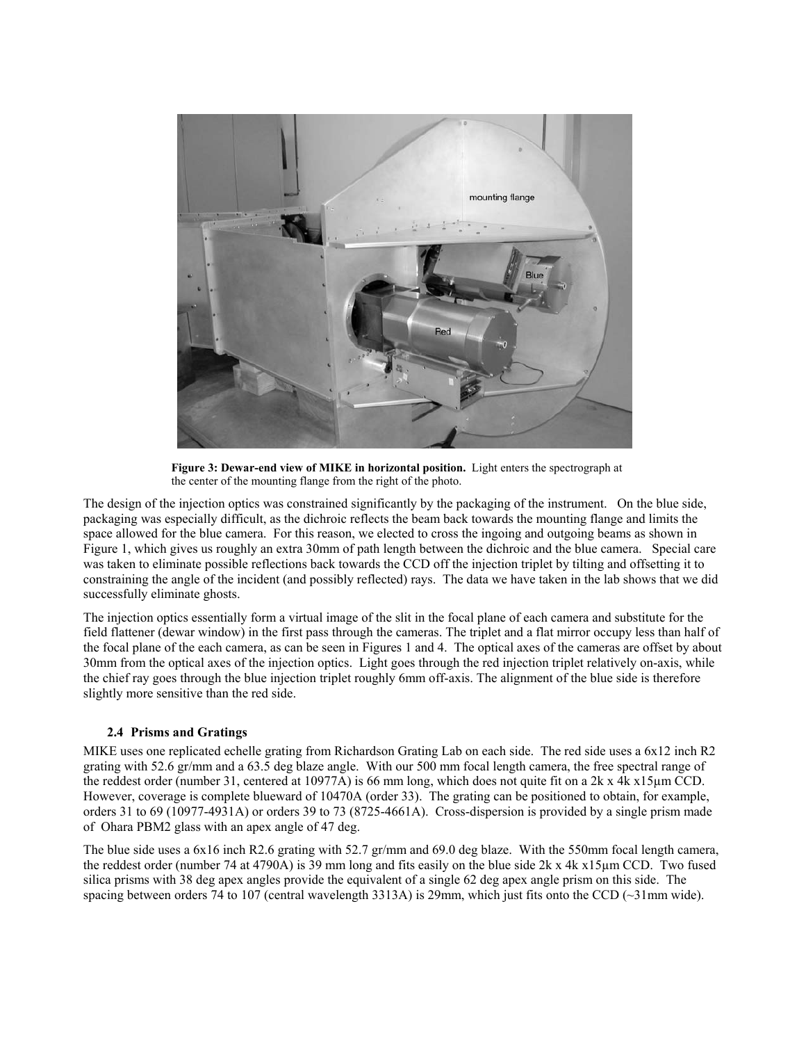**Figure 3: Dewar-end view of MIKE in horizontal position.** Light enters the spectrograph at the center of the mounting flange from the right of the photo.

The design of the injection optics was constrained significantly by the packaging of the instrument. On the blue side, packaging was especially difficult, as the dichroic reflects the beam back towards the mounting flange and limits the space allowed for the blue camera. For this reason, we elected to cross the ingoing and outgoing beams as shown in Figure 1, which gives us roughly an extra 30mm of path length between the dichroic and the blue camera. Special care was taken to eliminate possible reflections back towards the CCD off the injection triplet by tilting and offsetting it to constraining the angle of the incident (and possibly reflected) rays. The data we have taken in the lab shows that we did successfully eliminate ghosts.

The injection optics essentially form a virtual image of the slit in the focal plane of each camera and substitute for the field flattener (dewar window) in the first pass through the cameras. The triplet and a flat mirror occupy less than half of the focal plane of the each camera, as can be seen in Figures 1 and 4. The optical axes of the cameras are offset by about 30mm from the optical axes of the injection optics. Light goes through the red injection triplet relatively on-axis, while the chief ray goes through the blue injection triplet roughly 6mm off-axis. The alignment of the blue side is therefore slightly more sensitive than the red side.

### 2.4 Prisms and Gratings

MIKE uses one replicated echelle grating from Richardson Grating Lab on each side. The red side uses a 6x12 inch R2 grating with 52.6 gr/mm and a 63.5 deg blaze angle. With our 500 mm focal length camera, the free spectral range of the reddest order (number 31, centered at 10977A) is 66 mm long, which does not quite fit on a 2k x 4k x15μm CCD. However, coverage is complete blueward of 10470A (order 33). The grating can be positioned to obtain, for example, orders 31 to 69 (10977-4931A) or orders 39 to 73 (8725-4661A). Cross-dispersion is provided by a single prism made of Ohara PBM2 glass with an apex angle of 47 deg.

The blue side uses a 6x16 inch R2.6 grating with 52.7 gr/mm and 69.0 deg blaze. With the 550mm focal length camera, the reddest order (number 74 at 4790A) is 39 mm long and fits easily on the blue side 2k x 4k x15μm CCD. Two fused silica prisms with 38 deg apex angles provide the equivalent of a single 62 deg apex angle prism on this side. The spacing between orders 74 to 107 (central wavelength 3313A) is 29mm, which just fits onto the CCD (~31mm wide).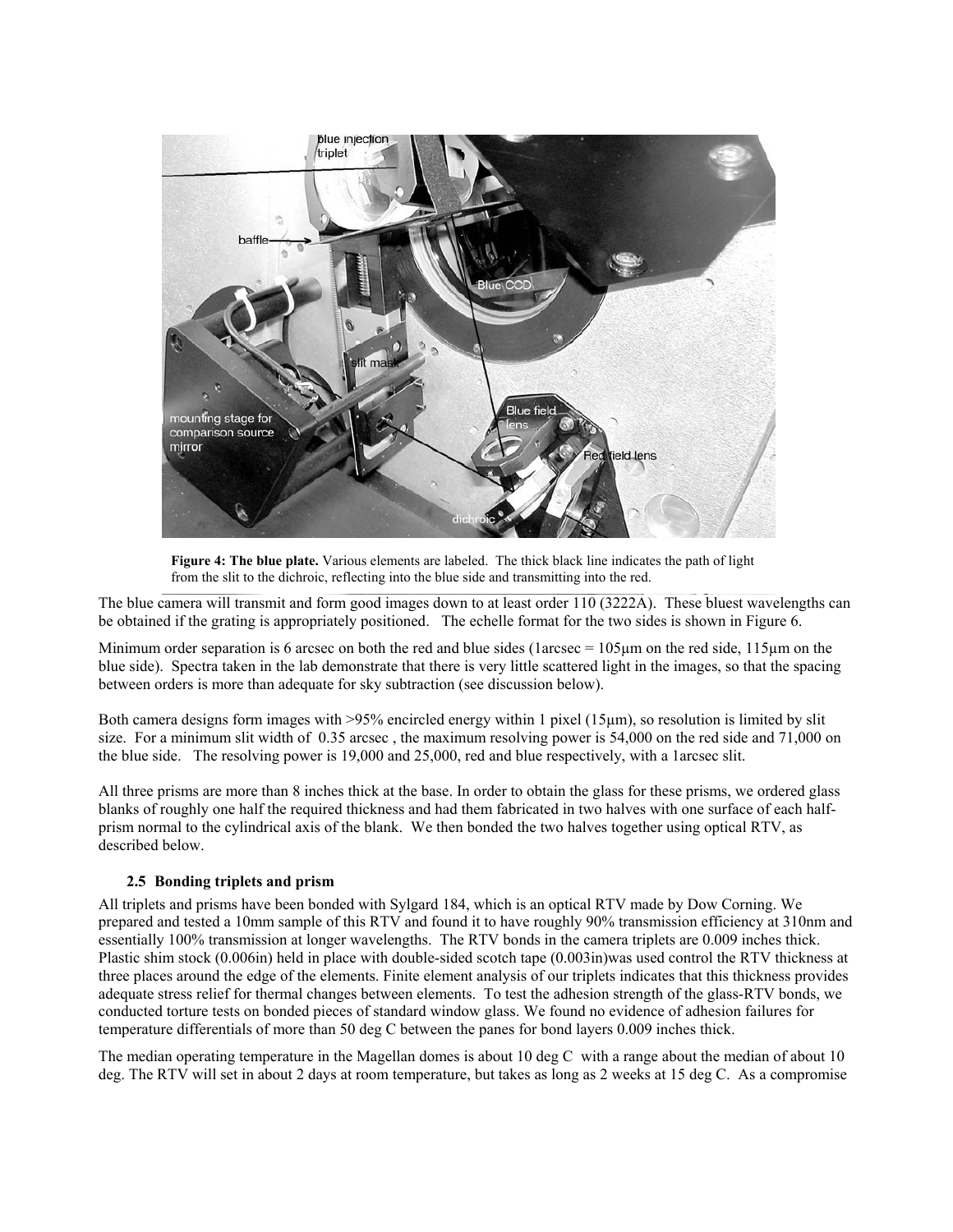**Figure 4: The blue plate.** Various elements are labeled. The thick black line indicates the path of light from the slit to the dichroic, reflecting into the blue side and transmitting into the red.

The blue camera will transmit and form good images down to at least order 110 (3222Å). These bluest wavelengths can be obtained if the grating is appropriately positioned. The echelle format for the two sides is shown in Figure 6.

Minimum order separation is 6 arcsec on both the red and blue sides (1arcsec = 105μm on the red side, 115μm on the blue side). Spectra taken in the lab demonstrate that there is very little scattered light in the images, so that the spacing between orders is more than adequate for sky subtraction (see discussion below).

Both camera designs form images with >95% encircled energy within 1 pixel (15μm), so resolution is limited by slit size. For a minimum slit width of 0.35 arcsec , the maximum resolving power is 54,000 on the red side and 71,000 on the blue side. The resolving power is 19,000 and 25,000, red and blue respectively, with a 1arcsec slit.

All three prisms are more than 8 inches thick at the base. In order to obtain the glass for these prisms, we ordered glass blanks of roughly one half the required thickness and had them fabricated in two halves with one surface of each half-prism normal to the cylindrical axis of the blank. We then bonded the two halves together using optical RTV, as described below.

### 2.5 Bonding triplets and prism

All triplets and prisms have been bonded with Sylgard 184, which is an optical RTV made by Dow Corning. We prepared and tested a 10mm sample of this RTV and found it to have roughly 90% transmission efficiency at 310nm and essentially 100% transmission at longer wavelengths. The RTV bonds in the camera triplets are 0.009 inches thick. Plastic shim stock (0.006in) held in place with double-sided scotch tape (0.003in)was used control the RTV thickness at three places around the edge of the elements. Finite element analysis of our triplets indicates that this thickness provides adequate stress relief for thermal changes between elements. To test the adhesion strength of the glass-RTV bonds, we conducted torture tests on bonded pieces of standard window glass. We found no evidence of adhesion failures for temperature differentials of more than 50 deg C between the panes for bond layers 0.009 inches thick.

The median operating temperature in the Magellan domes is about 10 deg C with a range about the median of about 10 deg. The RTV will set in about 2 days at room temperature, but takes as long as 2 weeks at 15 deg C. As a compromise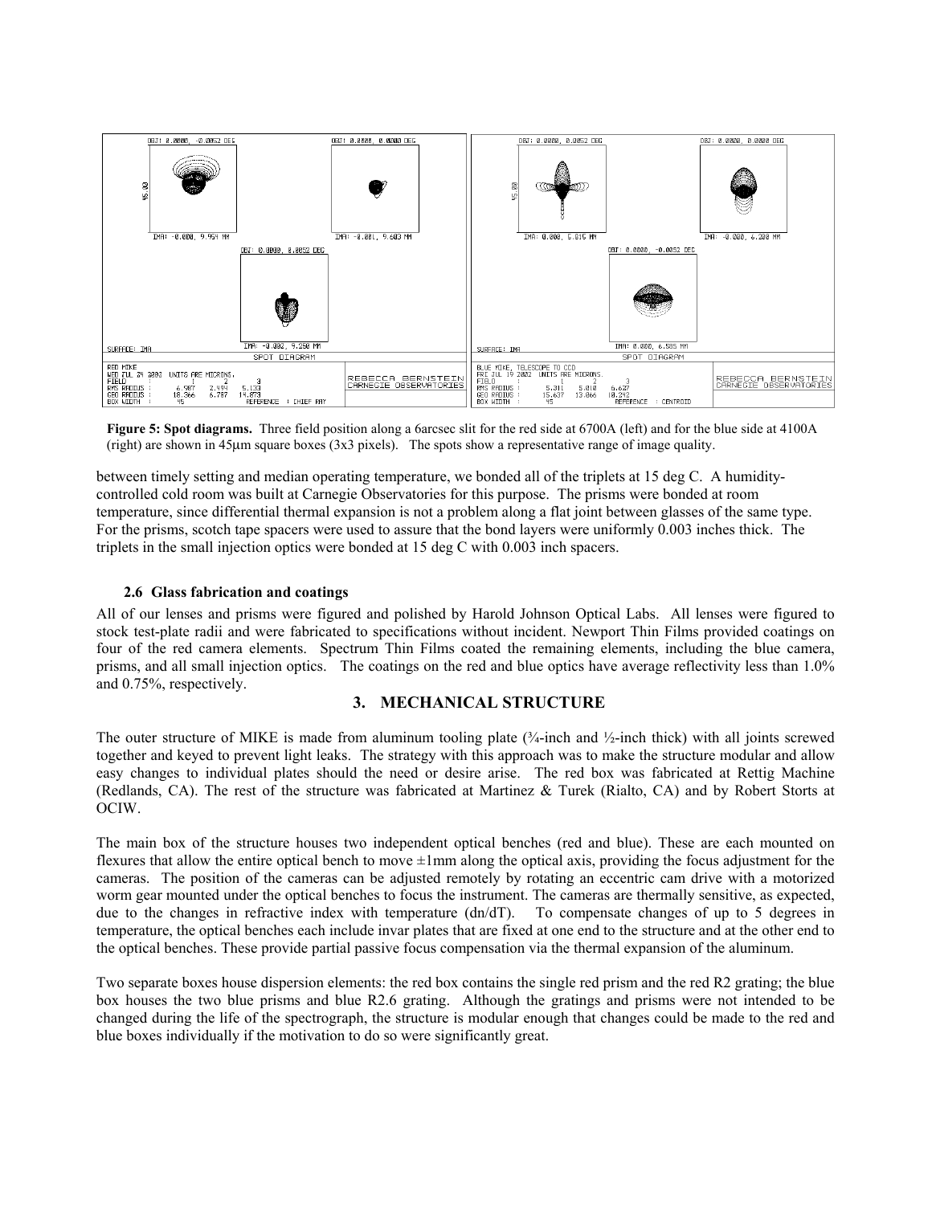**Figure 5: Spot diagrams.** Three field position along a 6arcsec slit for the red side at 6700A (left) and for the blue side at 4100A (right) are shown in 45μm square boxes (3x3 pixels). The spots show a representative range of image quality.

between timely setting and median operating temperature, we bonded all of the triplets at 15 deg C. A humidity-controlled cold room was built at Carnegie Observatories for this purpose. The prisms were bonded at room temperature, since differential thermal expansion is not a problem along a flat joint between glasses of the same type. For the prisms, scotch tape spacers were used to assure that the bond layers were uniformly 0.003 inches thick. The triplets in the small injection optics were bonded at 15 deg C with 0.003 inch spacers.

### 2.6 Glass fabrication and coatings

All of our lenses and prisms were figured and polished by Harold Johnson Optical Labs. All lenses were figured to stock test-plate radii and were fabricated to specifications without incident. Newport Thin Films provided coatings on four of the red camera elements. Spectrum Thin Films coated the remaining elements, including the blue camera, prisms, and all small injection optics. The coatings on the red and blue optics have average reflectivity less than 1.0% and 0.75%, respectively.

## 3. MECHANICAL STRUCTURE

The outer structure of MIKE is made from aluminum tooling plate (¾-inch and ½-inch thick) with all joints screwed together and keyed to prevent light leaks. The strategy with this approach was to make the structure modular and allow easy changes to individual plates should the need or desire arise. The red box was fabricated at Rettig Machine (Redlands, CA). The rest of the structure was fabricated at Martinez & Turek (Rialto, CA) and by Robert Storts at OCIW.

The main box of the structure houses two independent optical benches (red and blue). These are each mounted on flexures that allow the entire optical bench to move ±1mm along the optical axis, providing the focus adjustment for the cameras. The position of the cameras can be adjusted remotely by rotating an eccentric cam drive with a motorized worm gear mounted under the optical benches to focus the instrument. The cameras are thermally sensitive, as expected, due to the changes in refractive index with temperature (dn/dT). To compensate changes of up to 5 degrees in temperature, the optical benches each include invar plates that are fixed at one end to the structure and at the other end to the optical benches. These provide partial passive focus compensation via the thermal expansion of the aluminum.

Two separate boxes house dispersion elements: the red box contains the single red prism and the red R2 grating; the blue box houses the two blue prisms and blue R2.6 grating. Although the gratings and prisms were not intended to be changed during the life of the spectrograph, the structure is modular enough that changes could be made to the red and blue boxes individually if the motivation to do so were significantly great.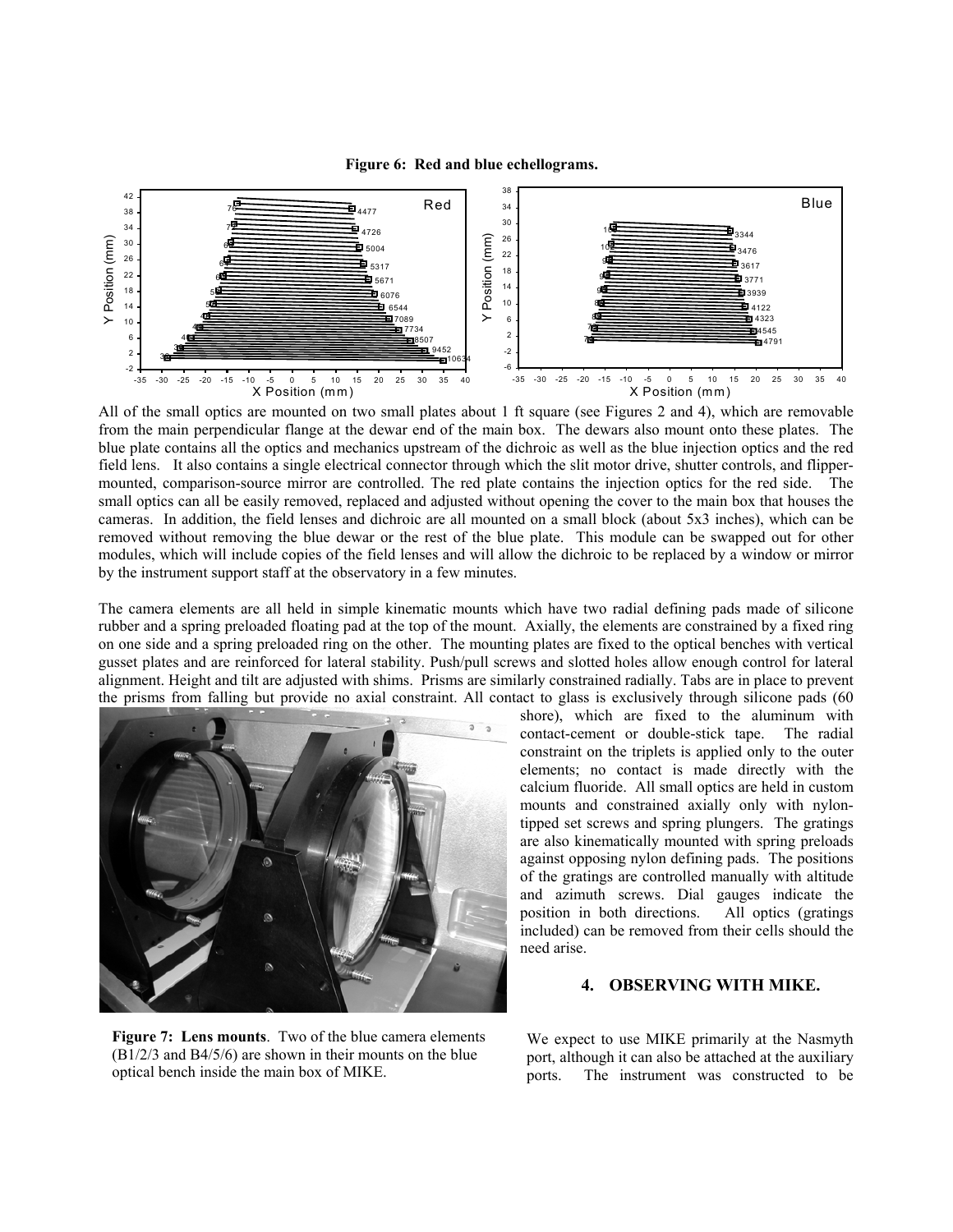**Figure 6: Red and blue echellograms.**

Red

Y Position (mm)

X Position (mm)

4477
4726
5004
5317
5671
6076
6544
7089
7734
8507
9452
10634

Blue

Y Position (mm)

X Position (mm)

3344
3476
3617
3771
3939
4122
4323
4545
4791

All of the small optics are mounted on two small plates about 1 ft square (see Figures 2 and 4), which are removable from the main perpendicular flange at the dewar end of the main box. The dewars also mount onto these plates. The blue plate contains all the optics and mechanics upstream of the dichroic as well as the blue injection optics and the red field lens. It also contains a single electrical connector through which the slit motor drive, shutter controls, and flipper-mounted, comparison-source mirror are controlled. The red plate contains the injection optics for the red side. The small optics can all be easily removed, replaced and adjusted without opening the cover to the main box that houses the cameras. In addition, the field lenses and dichroic are all mounted on a small block (about 5x3 inches), which can be removed without removing the blue dewar or the rest of the blue plate. This module can be swapped out for other modules, which will include copies of the field lenses and will allow the dichroic to be replaced by a window or mirror by the instrument support staff at the observatory in a few minutes.

The camera elements are all held in simple kinematic mounts which have two radial defining pads made of silicone rubber and a spring preloaded floating pad at the top of the mount. Axially, the elements are constrained by a fixed ring on one side and a spring preloaded ring on the other. The mounting plates are fixed to the optical benches with vertical gusset plates and are reinforced for lateral stability. Push/pull screws and slotted holes allow enough control for lateral alignment. Height and tilt are adjusted with shims. Prisms are similarly constrained radially. Tabs are in place to prevent the prisms from falling but provide no axial constraint. All contact to glass is exclusively through silicone pads (60 shore), which are fixed to the aluminum with contact-cement or double-stick tape. The radial constraint on the triplets is applied only to the outer elements; no contact is made directly with the calcium fluoride. All small optics are held in custom mounts and constrained axially only with nylon-tipped set screws and spring plungers. The gratings are also kinematically mounted with spring preloads against opposing nylon defining pads. The positions of the gratings are controlled manually with altitude and azimuth screws. Dial gauges indicate the position in both directions. All optics (gratings included) can be removed from their cells should the need arise.

**Figure 7: Lens mounts**. Two of the blue camera elements (B1/2/3 and B4/5/6) are shown in their mounts on the blue optical bench inside the main box of MIKE.

## 4. OBSERVING WITH MIKE.

We expect to use MIKE primarily at the Nasmyth port, although it can also be attached at the auxiliary ports. The instrument was constructed to be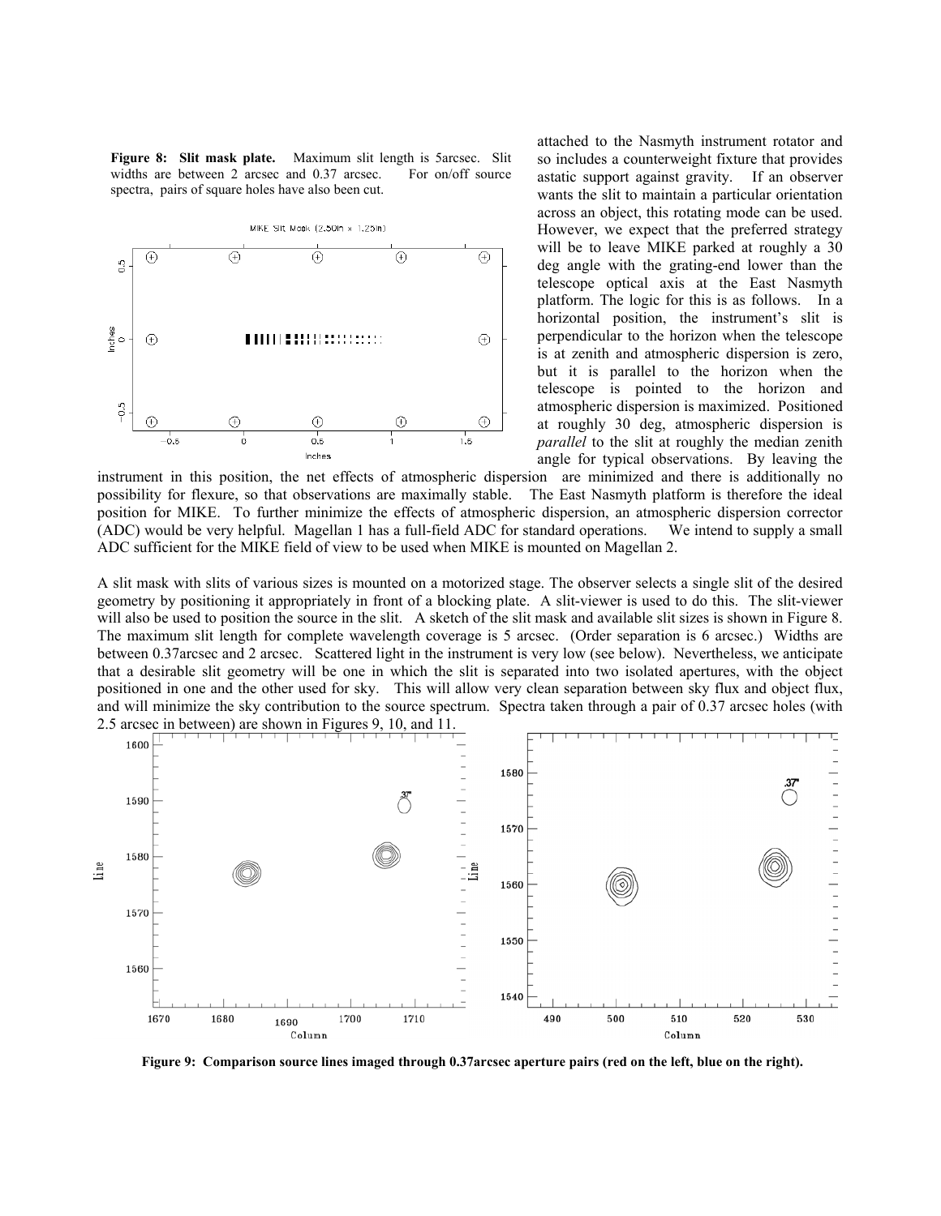**Figure 8: Slit mask plate.** Maximum slit length is 5arcsec. Slit widths are between 2 arcsec and 0.37 arcsec. For on/off source spectra, pairs of square holes have also been cut.

attached to the Nasmyth instrument rotator and so includes a counterweight fixture that provides astatic support against gravity. If an observer wants the slit to maintain a particular orientation across an object, this rotating mode can be used. However, we expect that the preferred strategy will be to leave MIKE parked at roughly a 30 deg angle with the grating-end lower than the telescope optical axis at the East Nasmyth platform. The logic for this is as follows. In a horizontal position, the instrument's slit is perpendicular to the horizon when the telescope is at zenith and atmospheric dispersion is zero, but it is parallel to the horizon when the telescope is pointed to the horizon and atmospheric dispersion is maximized. Positioned at roughly 30 deg, atmospheric dispersion is *parallel* to the slit at roughly the median zenith angle for typical observations. By leaving the instrument in this position, the net effects of atmospheric dispersion are minimized and there is additionally no possibility for flexure, so that observations are maximally stable. The East Nasmyth platform is therefore the ideal position for MIKE. To further minimize the effects of atmospheric dispersion, an atmospheric dispersion corrector (ADC) would be very helpful. Magellan 1 has a full-field ADC for standard operations. We intend to supply a small ADC sufficient for the MIKE field of view to be used when MIKE is mounted on Magellan 2.

A slit mask with slits of various sizes is mounted on a motorized stage. The observer selects a single slit of the desired geometry by positioning it appropriately in front of a blocking plate. A slit-viewer is used to do this. The slit-viewer will also be used to position the source in the slit. A sketch of the slit mask and available slit sizes is shown in Figure 8. The maximum slit length for complete wavelength coverage is 5 arcsec. (Order separation is 6 arcsec.) Widths are between 0.37arcsec and 2 arcsec. Scattered light in the instrument is very low (see below). Nevertheless, we anticipate that a desirable slit geometry will be one in which the slit is separated into two isolated apertures, with the object positioned in one and the other used for sky. This will allow very clean separation between sky flux and object flux, and will minimize the sky contribution to the source spectrum. Spectra taken through a pair of 0.37 arcsec holes (with 2.5 arcsec in between) are shown in Figures 9, 10, and 11.

**Figure 9: Comparison source lines imaged through 0.37arcsec aperture pairs (red on the left, blue on the right).**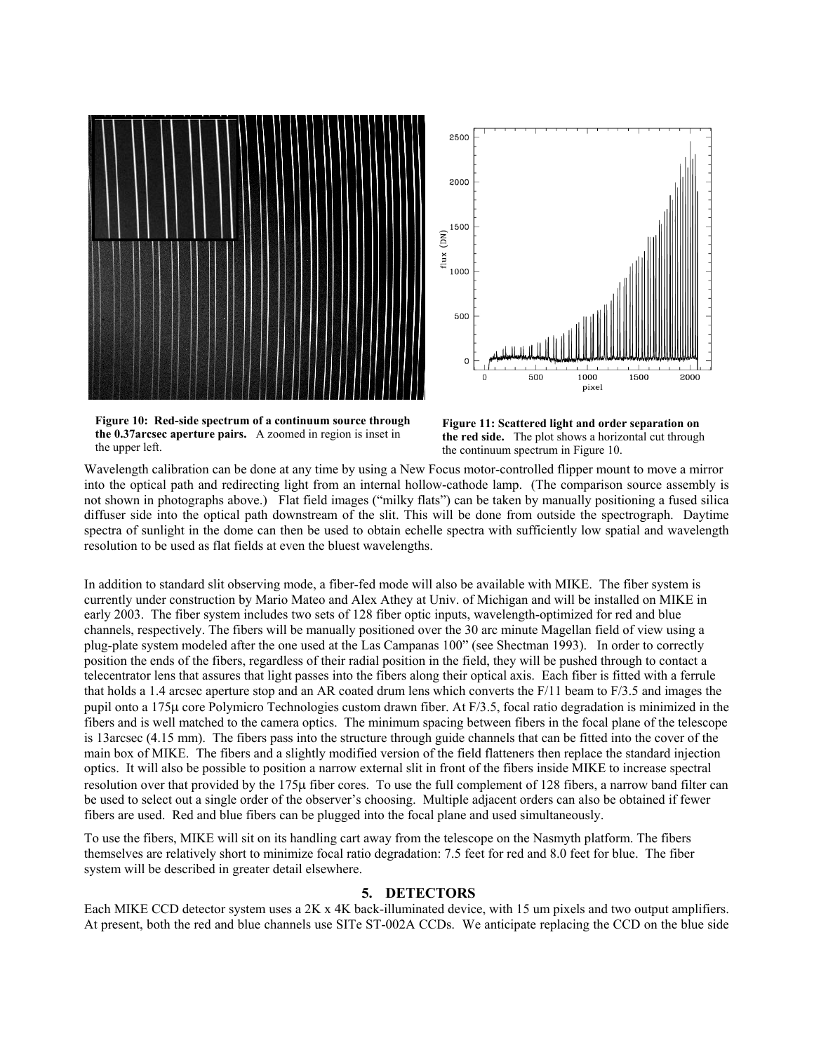**Figure 10: Red-side spectrum of a continuum source through the 0.37arcsec aperture pairs.** A zoomed in region is inset in the upper left.

**Figure 11: Scattered light and order separation on the red side.** The plot shows a horizontal cut through the continuum spectrum in Figure 10.

Wavelength calibration can be done at any time by using a New Focus motor-controlled flipper mount to move a mirror into the optical path and redirecting light from an internal hollow-cathode lamp. (The comparison source assembly is not shown in photographs above.) Flat field images ("milky flats") can be taken by manually positioning a fused silica diffuser side into the optical path downstream of the slit. This will be done from outside the spectrograph. Daytime spectra of sunlight in the dome can then be used to obtain echelle spectra with sufficiently low spatial and wavelength resolution to be used as flat fields at even the bluest wavelengths.

In addition to standard slit observing mode, a fiber-fed mode will also be available with MIKE. The fiber system is currently under construction by Mario Mateo and Alex Athey at Univ. of Michigan and will be installed on MIKE in early 2003. The fiber system includes two sets of 128 fiber optic inputs, wavelength-optimized for red and blue channels, respectively. The fibers will be manually positioned over the 30 arc minute Magellan field of view using a plug-plate system modeled after the one used at the Las Campanas 100" (see Shectman 1993). In order to correctly position the ends of the fibers, regardless of their radial position in the field, they will be pushed through to contact a telecentrator lens that assures that light passes into the fibers along their optical axis. Each fiber is fitted with a ferrule that holds a 1.4 arcsec aperture stop and an AR coated drum lens which converts the F/11 beam to F/3.5 and images the pupil onto a 175µ core Polymicro Technologies custom drawn fiber. At F/3.5, focal ratio degradation is minimized in the fibers and is well matched to the camera optics. The minimum spacing between fibers in the focal plane of the telescope is 13arcsec (4.15 mm). The fibers pass into the structure through guide channels that can be fitted into the cover of the main box of MIKE. The fibers and a slightly modified version of the field flatteners then replace the standard injection optics. It will also be possible to position a narrow external slit in front of the fibers inside MIKE to increase spectral resolution over that provided by the 175µ fiber cores. To use the full complement of 128 fibers, a narrow band filter can be used to select out a single order of the observer's choosing. Multiple adjacent orders can also be obtained if fewer fibers are used. Red and blue fibers can be plugged into the focal plane and used simultaneously.

To use the fibers, MIKE will sit on its handling cart away from the telescope on the Nasmyth platform. The fibers themselves are relatively short to minimize focal ratio degradation: 7.5 feet for red and 8.0 feet for blue. The fiber system will be described in greater detail elsewhere.

## 5. DETECTORS

Each MIKE CCD detector system uses a 2K x 4K back-illuminated device, with 15 um pixels and two output amplifiers. At present, both the red and blue channels use SITe ST-002A CCDs. We anticipate replacing the CCD on the blue side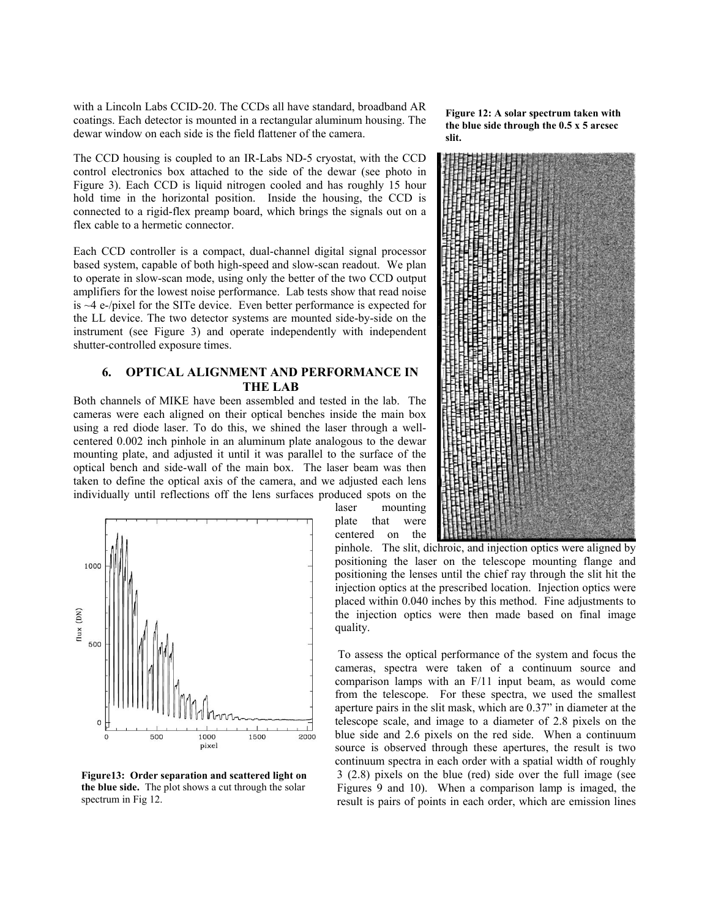with a Lincoln Labs CCID-20. The CCDs all have standard, broadband AR coatings. Each detector is mounted in a rectangular aluminum housing. The dewar window on each side is the field flattener of the camera.

The CCD housing is coupled to an IR-Labs ND-5 cryostat, with the CCD control electronics box attached to the side of the dewar (see photo in Figure 3). Each CCD is liquid nitrogen cooled and has roughly 15 hour hold time in the horizontal position. Inside the housing, the CCD is connected to a rigid-flex preamp board, which brings the signals out on a flex cable to a hermetic connector.

Each CCD controller is a compact, dual-channel digital signal processor based system, capable of both high-speed and slow-scan readout. We plan to operate in slow-scan mode, using only the better of the two CCD output amplifiers for the lowest noise performance. Lab tests show that read noise is ~4 e-/pixel for the SITe device. Even better performance is expected for the LL device. The two detector systems are mounted side-by-side on the instrument (see Figure 3) and operate independently with independent shutter-controlled exposure times.

## 6. OPTICAL ALIGNMENT AND PERFORMANCE IN THE LAB

Both channels of MIKE have been assembled and tested in the lab. The cameras were each aligned on their optical benches inside the main box using a red diode laser. To do this, we shined the laser through a well-centered 0.002 inch pinhole in an aluminum plate analogous to the dewar mounting plate, and adjusted it until it was parallel to the surface of the optical bench and side-wall of the main box. The laser beam was then taken to define the optical axis of the camera, and we adjusted each lens individually until reflections off the lens surfaces produced spots on the laser mounting plate that were centered on the pinhole. The slit, dichroic, and injection optics were aligned by positioning the laser on the telescope mounting flange and positioning the lenses until the chief ray through the slit hit the injection optics at the prescribed location. Injection optics were placed within 0.040 inches by this method. Fine adjustments to the injection optics were then made based on final image quality.

**Figure 12: A solar spectrum taken with the blue side through the 0.5 x 5 arcsec slit.**

**Figure13: Order separation and scattered light on the blue side.** The plot shows a cut through the solar spectrum in Fig 12.

To assess the optical performance of the system and focus the cameras, spectra were taken of a continuum source and comparison lamps with an F/11 input beam, as would come from the telescope. For these spectra, we used the smallest aperture pairs in the slit mask, which are 0.37" in diameter at the telescope scale, and image to a diameter of 2.8 pixels on the blue side and 2.6 pixels on the red side. When a continuum source is observed through these apertures, the result is two continuum spectra in each order with a spatial width of roughly 3 (2.8) pixels on the blue (red) side over the full image (see Figures 9 and 10). When a comparison lamp is imaged, the result is pairs of points in each order, which are emission lines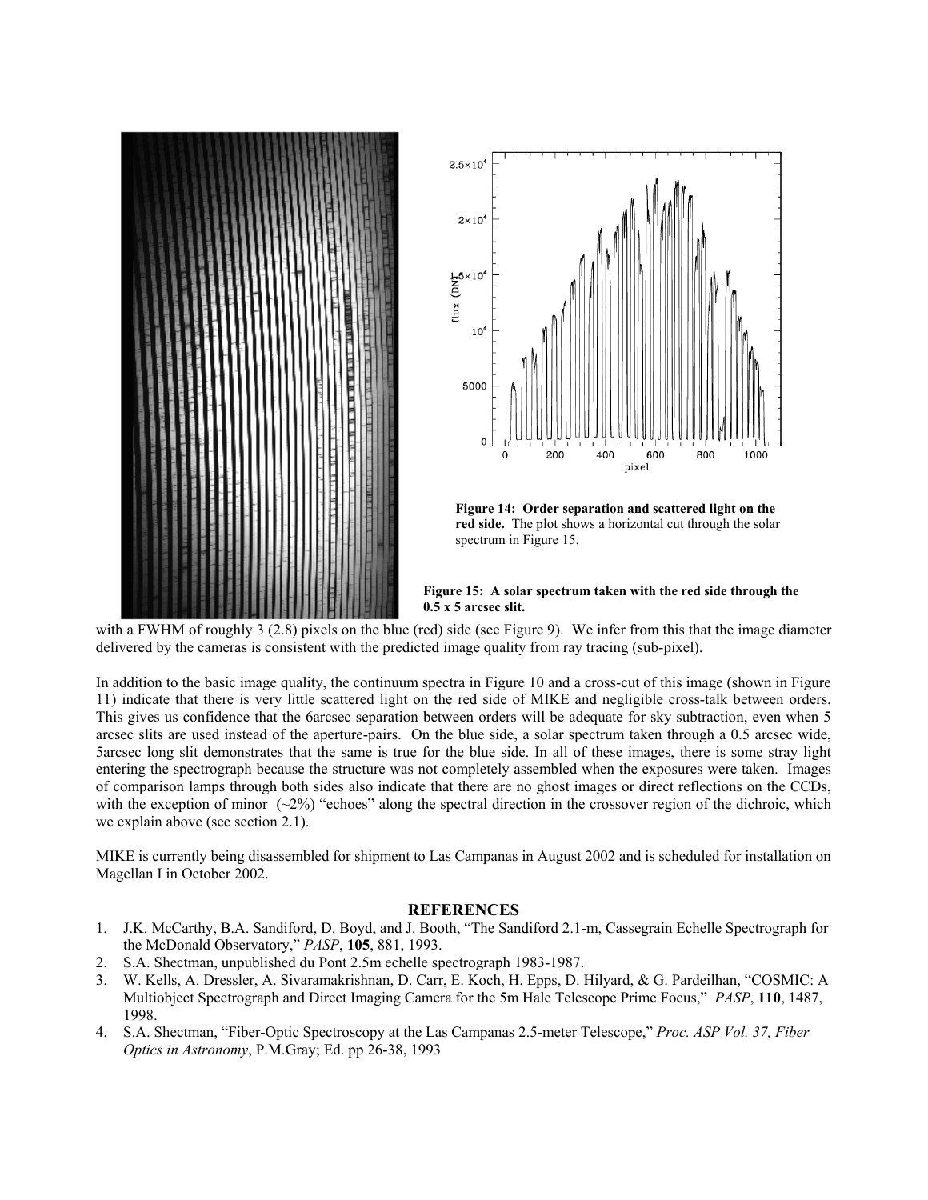2.5×10⁴

2×10⁴

1.5×10⁴

flux (DN)

10⁴

5000

0

0 200 400 600 800 1000

pixel

**Figure 14: Order separation and scattered light on the red side.** The plot shows a horizontal cut through the solar spectrum in Figure 15.

**Figure 15: A solar spectrum taken with the red side through the 0.5 x 5 arcsec slit.**

with a FWHM of roughly 3 (2.8) pixels on the blue (red) side (see Figure 9). We infer from this that the image diameter delivered by the cameras is consistent with the predicted image quality from ray tracing (sub-pixel).

In addition to the basic image quality, the continuum spectra in Figure 10 and a cross-cut of this image (shown in Figure 11) indicate that there is very little scattered light on the red side of MIKE and negligible cross-talk between orders. This gives us confidence that the 6arcsec separation between orders will be adequate for sky subtraction, even when 5 arcsec slits are used instead of the aperture-pairs. On the blue side, a solar spectrum taken through a 0.5 arcsec wide, 5arcsec long slit demonstrates that the same is true for the blue side. In all of these images, there is some stray light entering the spectrograph because the structure was not completely assembled when the exposures were taken. Images of comparison lamps through both sides also indicate that there are no ghost images or direct reflections on the CCDs, with the exception of minor (~2%) "echoes" along the spectral direction in the crossover region of the dichroic, which we explain above (see section 2.1).

MIKE is currently being disassembled for shipment to Las Campanas in August 2002 and is scheduled for installation on Magellan I in October 2002.

## REFERENCES

1. J.K. McCarthy, B.A. Sandiford, D. Boyd, and J. Booth, "The Sandiford 2.1-m, Cassegrain Echelle Spectrograph for the McDonald Observatory," *PASP*, **105**, 881, 1993.
2. S.A. Shectman, unpublished du Pont 2.5m echelle spectrograph 1983-1987.
3. W. Kells, A. Dressler, A. Sivaramakrishnan, D. Carr, E. Koch, H. Epps, D. Hilyard, & G. Pardeilhan, "COSMIC: A Multiobject Spectrograph and Direct Imaging Camera for the 5m Hale Telescope Prime Focus," *PASP*, **110**, 1487, 1998.
4. S.A. Shectman, "Fiber-Optic Spectroscopy at the Las Campanas 2.5-meter Telescope," *Proc. ASP Vol. 37, Fiber Optics in Astronomy*, P.M.Gray; Ed. pp 26-38, 1993